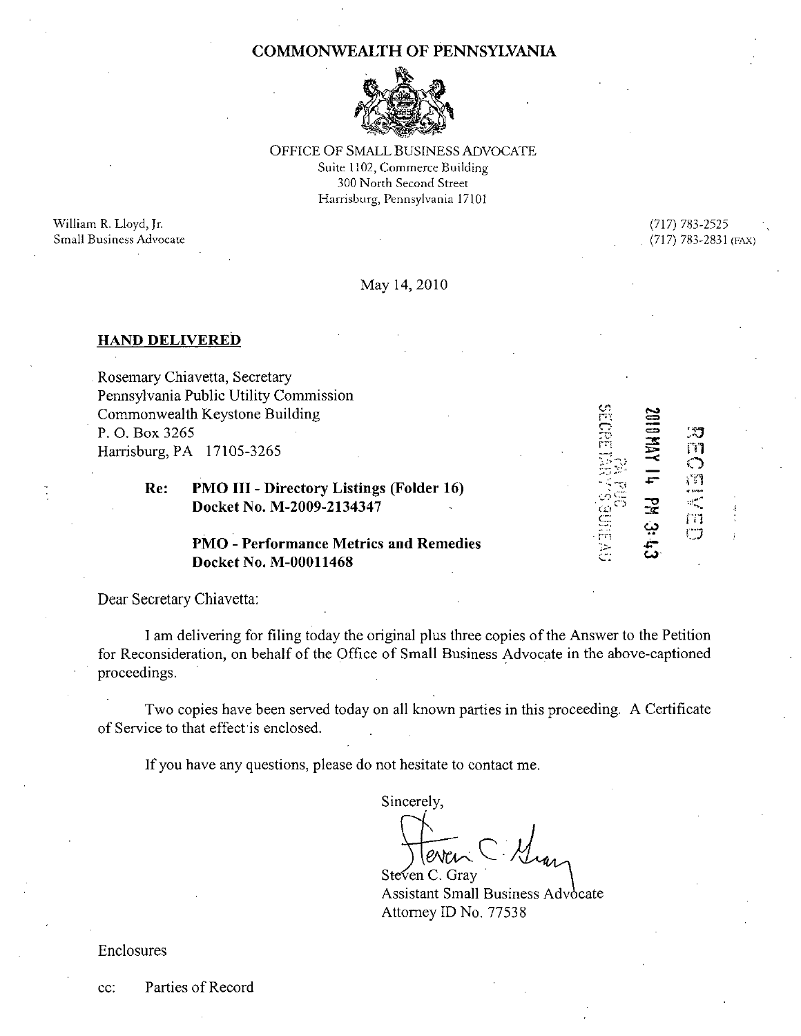# COMMONWEALTH OF PENNSYLVANIA

OFFICE OF SMALL BUSINESS ADVOCATE
Suite 1102, Commerce Building
300 North Second Street
Harrisburg, Pennsylvania 17101

William R. Lloyd, Jr.
Small Business Advocate

(717) 783-2525
(717) 783-2831 (FAX)

May 14, 2010

**HAND DELIVERED**

Rosemary Chiavetta, Secretary
Pennsylvania Public Utility Commission
Commonwealth Keystone Building
P. O. Box 3265
Harrisburg, PA 17105-3265

RECEIVED
2010 MAY 14 PM 3:43
PA PUC
SECRETARY'S BUREAU

**Re: PMO III - Directory Listings (Folder 16)**
**Docket No. M-2009-2134347**

**PMO - Performance Metrics and Remedies**
**Docket No. M-00011468**

Dear Secretary Chiavetta:

I am delivering for filing today the original plus three copies of the Answer to the Petition for Reconsideration, on behalf of the Office of Small Business Advocate in the above-captioned proceedings.

Two copies have been served today on all known parties in this proceeding. A Certificate of Service to that effect is enclosed.

If you have any questions, please do not hesitate to contact me.

Sincerely,

Steven C. Gray
Assistant Small Business Advocate
Attorney ID No. 77538

Enclosures

cc: Parties of Record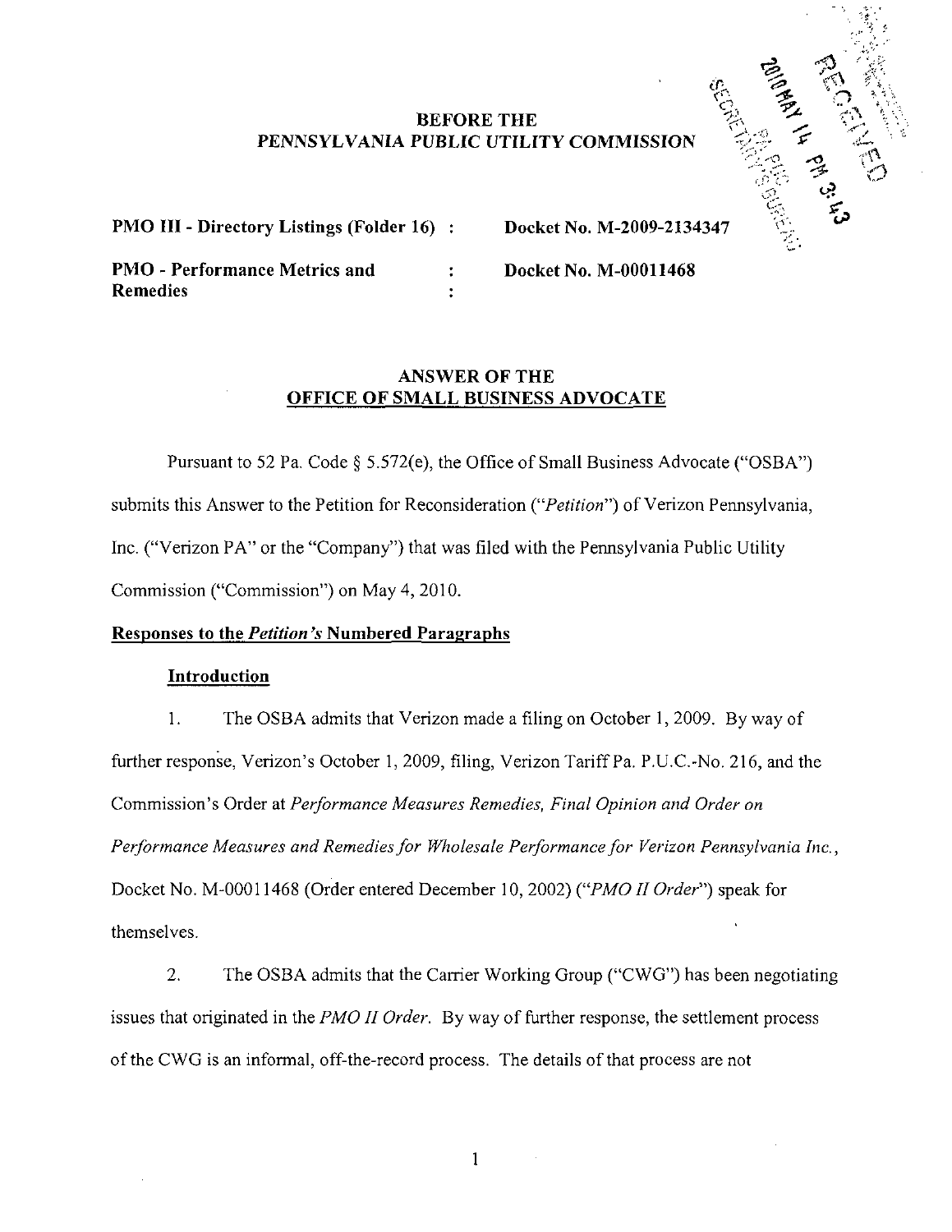**BEFORE THE**
**PENNSYLVANIA PUBLIC UTILITY COMMISSION**

| | | |
|---|---|---|
| **PMO III - Directory Listings (Folder 16)** | : | **Docket No. M-2009-2134347** |
| **PMO - Performance Metrics and Remedies** | : | **Docket No. M-00011468** |

**ANSWER OF THE**
**OFFICE OF SMALL BUSINESS ADVOCATE**

Pursuant to 52 Pa. Code § 5.572(e), the Office of Small Business Advocate ("OSBA") submits this Answer to the Petition for Reconsideration ("*Petition*") of Verizon Pennsylvania, Inc. ("Verizon PA" or the "Company") that was filed with the Pennsylvania Public Utility Commission ("Commission") on May 4, 2010.

**Responses to the *Petition's* Numbered Paragraphs**

**Introduction**

1. The OSBA admits that Verizon made a filing on October 1, 2009. By way of further response, Verizon's October 1, 2009, filing, Verizon Tariff Pa. P.U.C.-No. 216, and the Commission's Order at *Performance Measures Remedies, Final Opinion and Order on Performance Measures and Remedies for Wholesale Performance for Verizon Pennsylvania Inc.*, Docket No. M-00011468 (Order entered December 10, 2002) ("*PMO II Order*") speak for themselves.

2. The OSBA admits that the Carrier Working Group ("CWG") has been negotiating issues that originated in the *PMO II Order*. By way of further response, the settlement process of the CWG is an informal, off-the-record process. The details of that process are not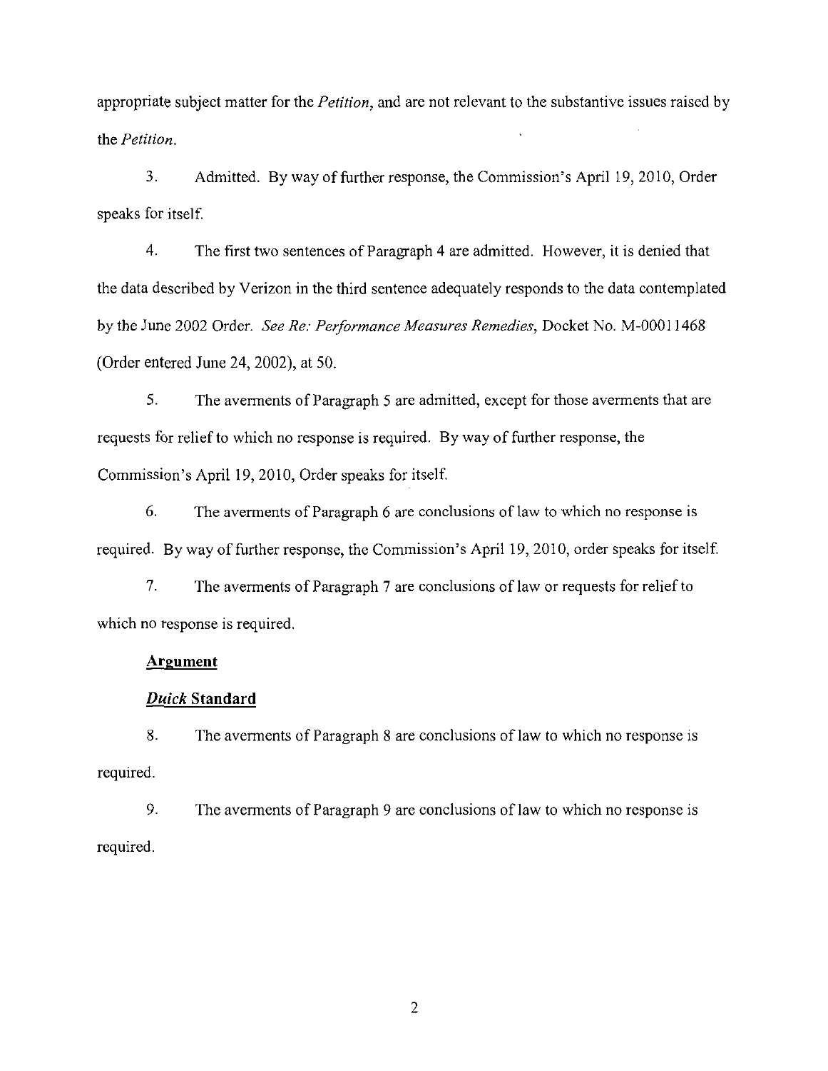appropriate subject matter for the *Petition*, and are not relevant to the substantive issues raised by the *Petition*.

3. Admitted. By way of further response, the Commission's April 19, 2010, Order speaks for itself.

4. The first two sentences of Paragraph 4 are admitted. However, it is denied that the data described by Verizon in the third sentence adequately responds to the data contemplated by the June 2002 Order. *See Re: Performance Measures Remedies*, Docket No. M-00011468 (Order entered June 24, 2002), at 50.

5. The averments of Paragraph 5 are admitted, except for those averments that are requests for relief to which no response is required. By way of further response, the Commission's April 19, 2010, Order speaks for itself.

6. The averments of Paragraph 6 are conclusions of law to which no response is required. By way of further response, the Commission's April 19, 2010, order speaks for itself.

7. The averments of Paragraph 7 are conclusions of law or requests for relief to which no response is required.

**Argument**

***Duick* Standard**

8. The averments of Paragraph 8 are conclusions of law to which no response is required.

9. The averments of Paragraph 9 are conclusions of law to which no response is required.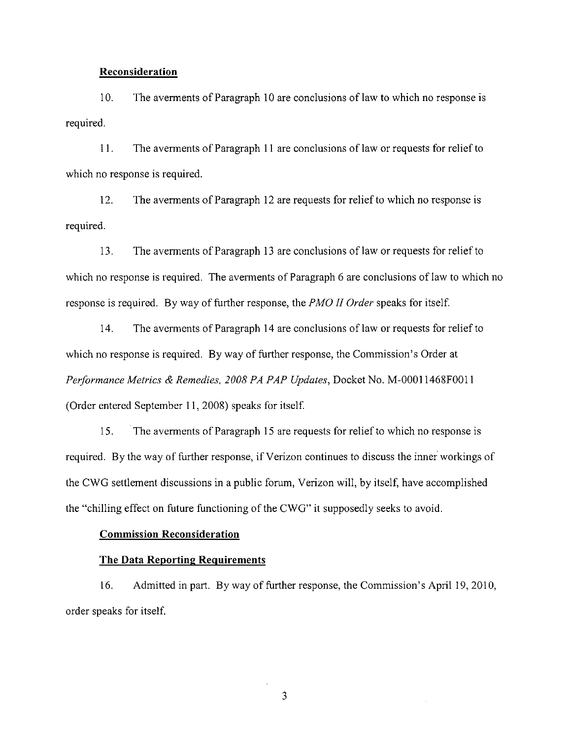**Reconsideration**

10. The averments of Paragraph 10 are conclusions of law to which no response is required.

11. The averments of Paragraph 11 are conclusions of law or requests for relief to which no response is required.

12. The averments of Paragraph 12 are requests for relief to which no response is required.

13. The averments of Paragraph 13 are conclusions of law or requests for relief to which no response is required. The averments of Paragraph 6 are conclusions of law to which no response is required. By way of further response, the *PMO II Order* speaks for itself.

14. The averments of Paragraph 14 are conclusions of law or requests for relief to which no response is required. By way of further response, the Commission's Order at *Performance Metrics & Remedies, 2008 PA PAP Updates*, Docket No. M-00011468F0011 (Order entered September 11, 2008) speaks for itself.

15. The averments of Paragraph 15 are requests for relief to which no response is required. By the way of further response, if Verizon continues to discuss the inner workings of the CWG settlement discussions in a public forum, Verizon will, by itself, have accomplished the "chilling effect on future functioning of the CWG" it supposedly seeks to avoid.

**Commission Reconsideration**

**The Data Reporting Requirements**

16. Admitted in part. By way of further response, the Commission's April 19, 2010, order speaks for itself.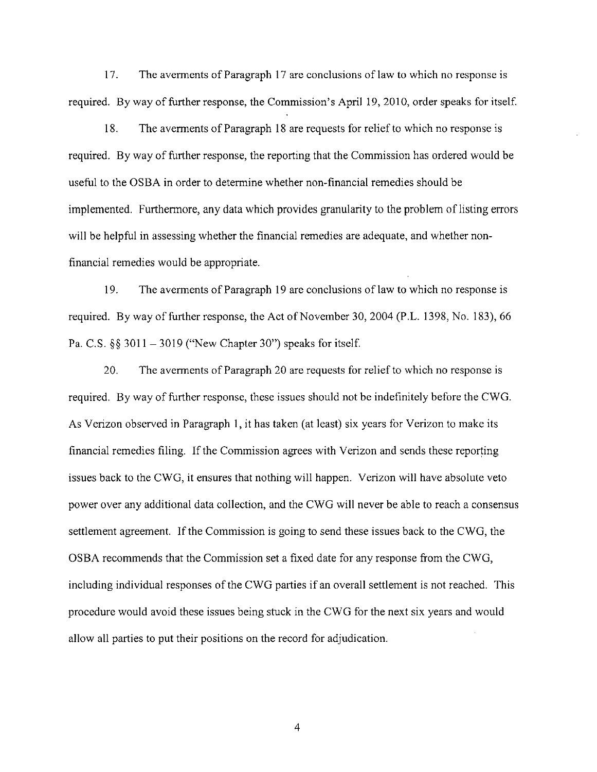17. The averments of Paragraph 17 are conclusions of law to which no response is required. By way of further response, the Commission's April 19, 2010, order speaks for itself.

18. The averments of Paragraph 18 are requests for relief to which no response is required. By way of further response, the reporting that the Commission has ordered would be useful to the OSBA in order to determine whether non-financial remedies should be implemented. Furthermore, any data which provides granularity to the problem of listing errors will be helpful in assessing whether the financial remedies are adequate, and whether non-financial remedies would be appropriate.

19. The averments of Paragraph 19 are conclusions of law to which no response is required. By way of further response, the Act of November 30, 2004 (P.L. 1398, No. 183), 66 Pa. C.S. §§ 3011 – 3019 ("New Chapter 30") speaks for itself.

20. The averments of Paragraph 20 are requests for relief to which no response is required. By way of further response, these issues should not be indefinitely before the CWG. As Verizon observed in Paragraph 1, it has taken (at least) six years for Verizon to make its financial remedies filing. If the Commission agrees with Verizon and sends these reporting issues back to the CWG, it ensures that nothing will happen. Verizon will have absolute veto power over any additional data collection, and the CWG will never be able to reach a consensus settlement agreement. If the Commission is going to send these issues back to the CWG, the OSBA recommends that the Commission set a fixed date for any response from the CWG, including individual responses of the CWG parties if an overall settlement is not reached. This procedure would avoid these issues being stuck in the CWG for the next six years and would allow all parties to put their positions on the record for adjudication.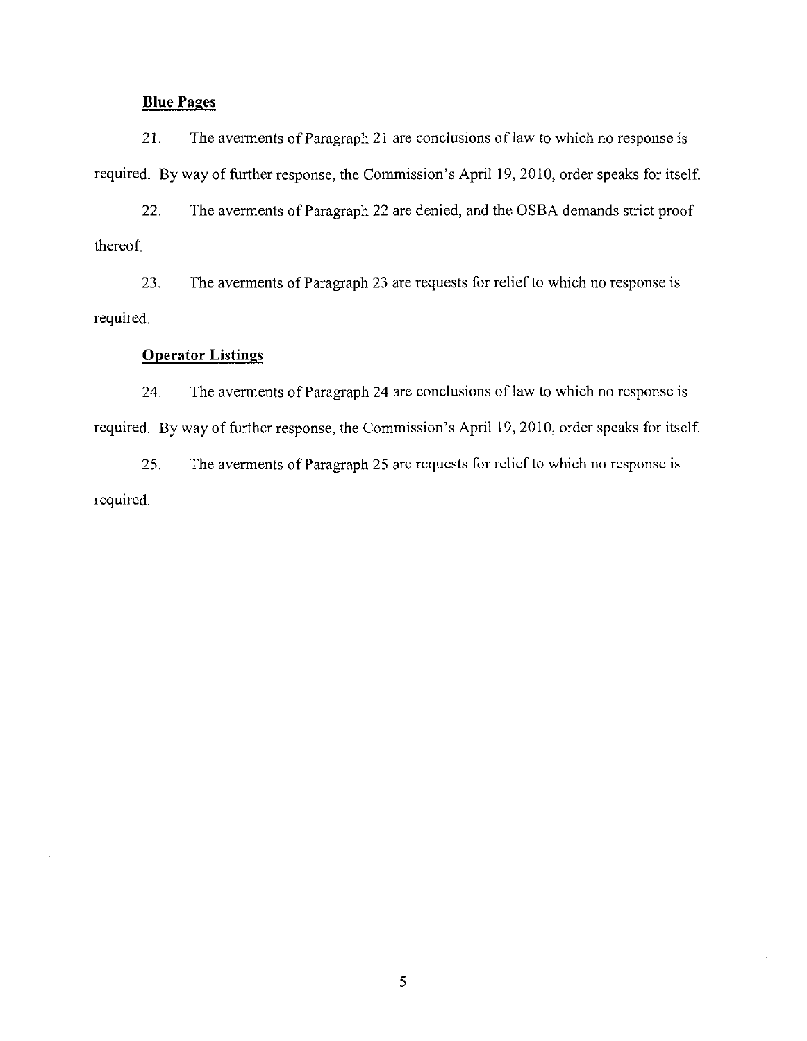**Blue Pages**

21. The averments of Paragraph 21 are conclusions of law to which no response is required. By way of further response, the Commission's April 19, 2010, order speaks for itself.

22. The averments of Paragraph 22 are denied, and the OSBA demands strict proof thereof.

23. The averments of Paragraph 23 are requests for relief to which no response is required.

**Operator Listings**

24. The averments of Paragraph 24 are conclusions of law to which no response is required. By way of further response, the Commission's April 19, 2010, order speaks for itself.

25. The averments of Paragraph 25 are requests for relief to which no response is required.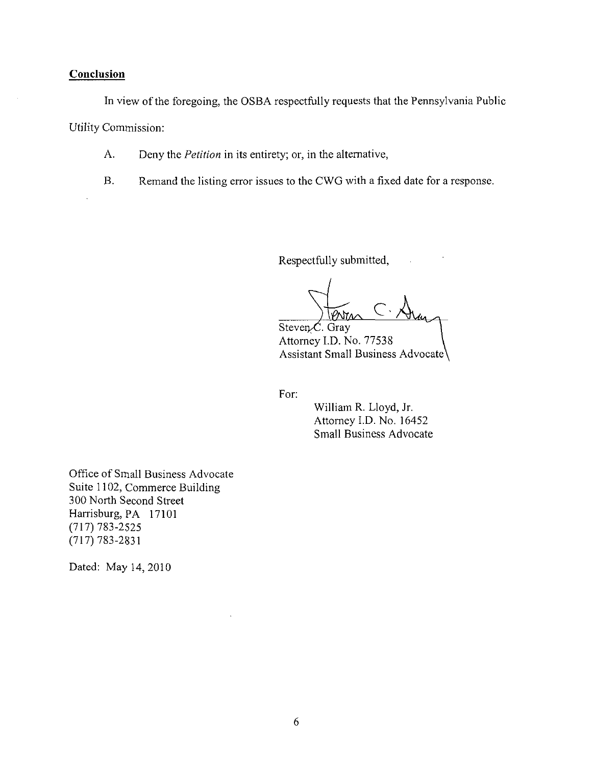**Conclusion**

In view of the foregoing, the OSBA respectfully requests that the Pennsylvania Public Utility Commission:

A. Deny the *Petition* in its entirety; or, in the alternative,

B. Remand the listing error issues to the CWG with a fixed date for a response.

Respectfully submitted,

Steven C. Gray  
Attorney I.D. No. 77538  
Assistant Small Business Advocate

For:

William R. Lloyd, Jr.  
Attorney I.D. No. 16452  
Small Business Advocate

Office of Small Business Advocate  
Suite 1102, Commerce Building  
300 North Second Street  
Harrisburg, PA 17101  
(717) 783-2525  
(717) 783-2831

Dated: May 14, 2010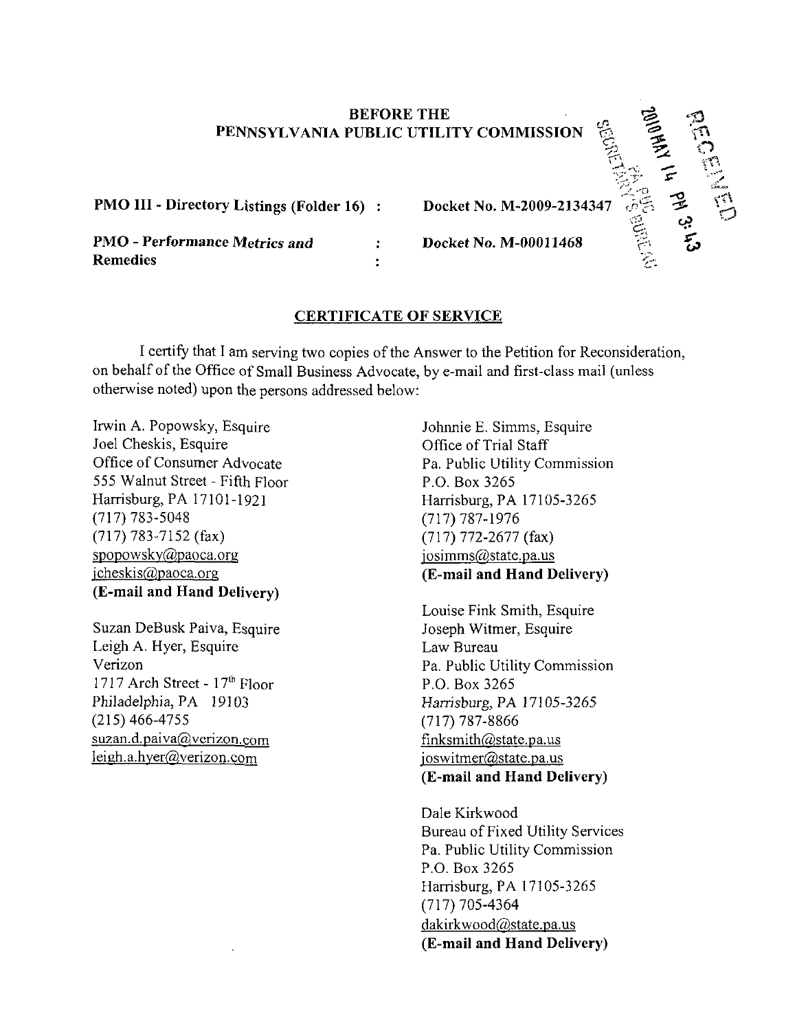**BEFORE THE**
**PENNSYLVANIA PUBLIC UTILITY COMMISSION**

2010 MAY 14 PM 3:43
RECEIVED
PA PUC SECRETARY'S BUREAU

| | | |
|---|---|---|
| **PMO III - Directory Listings (Folder 16)** | : | **Docket No. M-2009-2134347** |
| **PMO - Performance Metrics and Remedies** | : | **Docket No. M-00011468** |

**CERTIFICATE OF SERVICE**

I certify that I am serving two copies of the Answer to the Petition for Reconsideration, on behalf of the Office of Small Business Advocate, by e-mail and first-class mail (unless otherwise noted) upon the persons addressed below:

Irwin A. Popowsky, Esquire
Joel Cheskis, Esquire
Office of Consumer Advocate
555 Walnut Street - Fifth Floor
Harrisburg, PA 17101-1921
(717) 783-5048
(717) 783-7152 (fax)
spopowsky@paoca.org
jcheskis@paoca.org
**(E-mail and Hand Delivery)**

Suzan DeBusk Paiva, Esquire
Leigh A. Hyer, Esquire
Verizon
1717 Arch Street - 17th Floor
Philadelphia, PA 19103
(215) 466-4755
suzan.d.paiva@verizon.com
leigh.a.hyer@verizon.com

Johnnie E. Simms, Esquire
Office of Trial Staff
Pa. Public Utility Commission
P.O. Box 3265
Harrisburg, PA 17105-3265
(717) 787-1976
(717) 772-2677 (fax)
josimms@state.pa.us
**(E-mail and Hand Delivery)**

Louise Fink Smith, Esquire
Joseph Witmer, Esquire
Law Bureau
Pa. Public Utility Commission
P.O. Box 3265
Harrisburg, PA 17105-3265
(717) 787-8866
finksmith@state.pa.us
joswitmer@state.pa.us
**(E-mail and Hand Delivery)**

Dale Kirkwood
Bureau of Fixed Utility Services
Pa. Public Utility Commission
P.O. Box 3265
Harrisburg, PA 17105-3265
(717) 705-4364
dakirkwood@state.pa.us
**(E-mail and Hand Delivery)**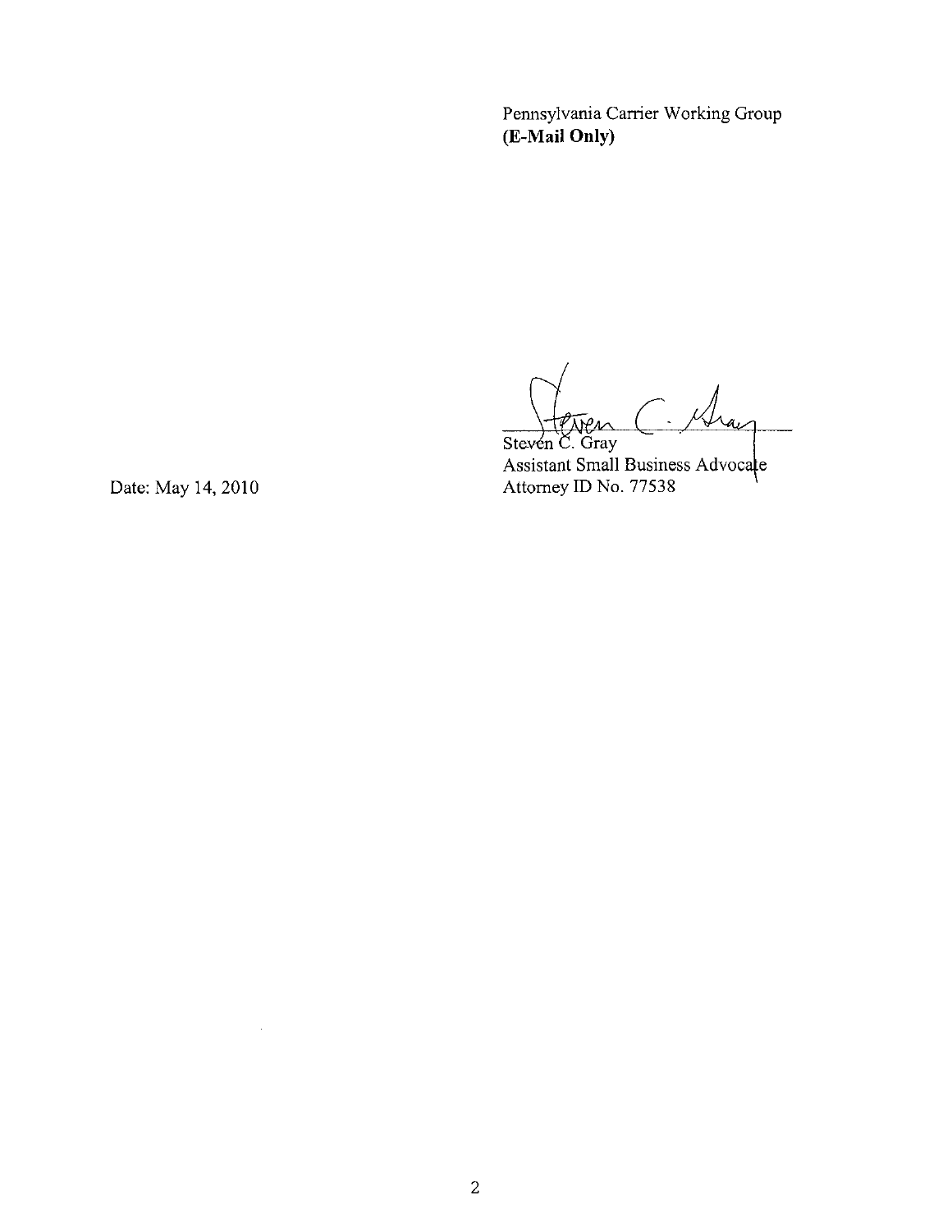Pennsylvania Carrier Working Group
**(E-Mail Only)**

Steven C. Gray
Assistant Small Business Advocate
Attorney ID No. 77538

Date: May 14, 2010